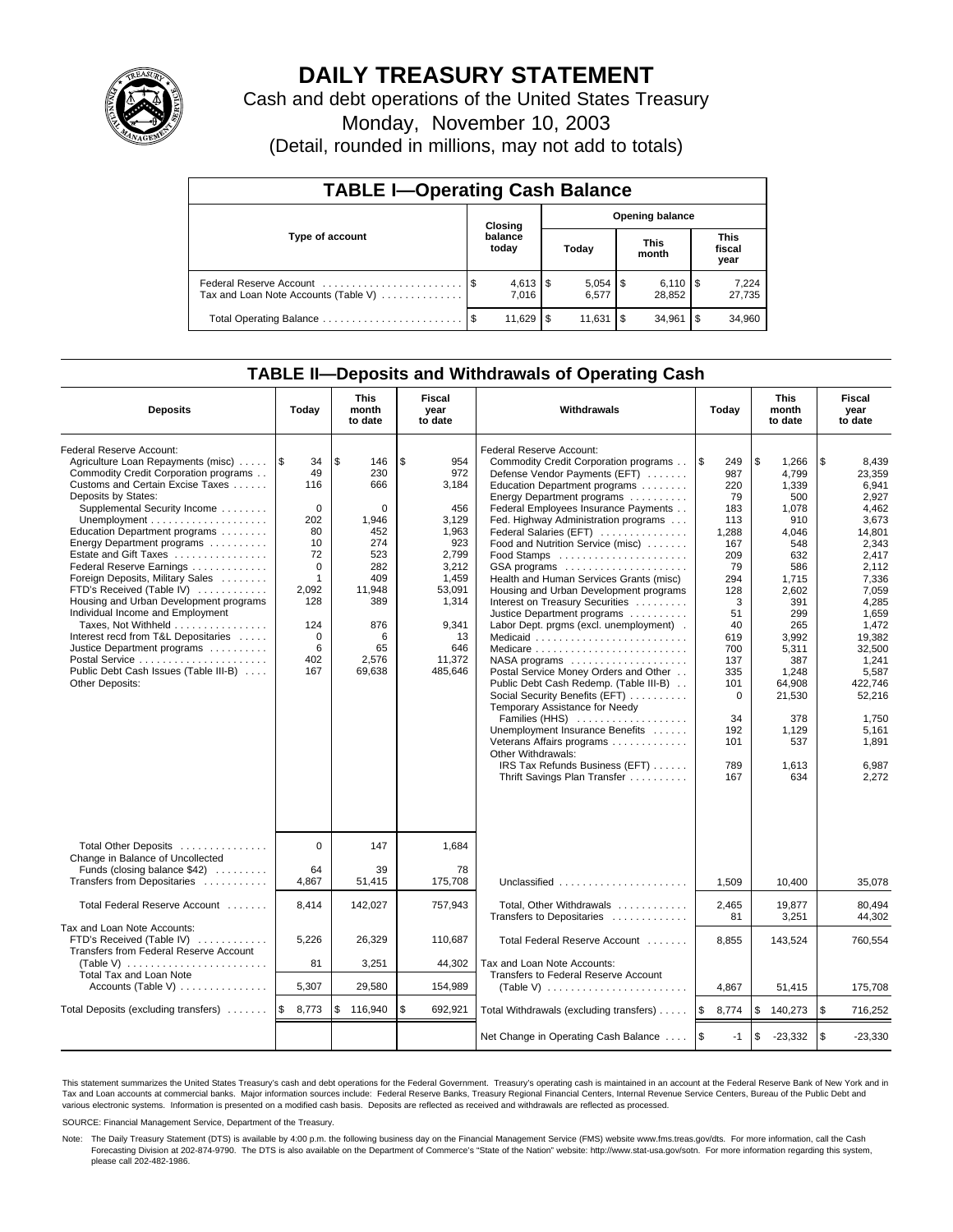# DAILY TREASURY STATEMENT

Cash and debt operations of the United States Treasury

Monday, November 10, 2003

(Detail, rounded in millions, may not add to totals)

## TABLE I—Operating Cash Balance

| Type of account | Closing balance today | Opening balance Today | Opening balance This month | Opening balance This fiscal year |
|---|---|---|---|---|
| Federal Reserve Account | $ 4,613 | $ 5,054 | $ 6,110 | $ 7,224 |
| Tax and Loan Note Accounts (Table V) | 7,016 | 6,577 | 28,852 | 27,735 |
| Total Operating Balance | $ 11,629 | $ 11,631 | $ 34,961 | $ 34,960 |

## TABLE II—Deposits and Withdrawals of Operating Cash

| Deposits | Today | This month to date | Fiscal year to date | Withdrawals | Today | This month to date | Fiscal year to date |
|---|---|---|---|---|---|---|---|
| Federal Reserve Account: | | | | Federal Reserve Account: | | | |
| Agriculture Loan Repayments (misc) | $ 34 | $ 146 | $ 954 | Commodity Credit Corporation programs | $ 249 | $ 1,266 | $ 8,439 |
| Commodity Credit Corporation programs | 49 | 230 | 972 | Defense Vendor Payments (EFT) | 987 | 4,799 | 23,359 |
| Customs and Certain Excise Taxes | 116 | 666 | 3,184 | Education Department programs | 220 | 1,339 | 6,941 |
| Deposits by States: | | | | Energy Department programs | 79 | 500 | 2,927 |
| Supplemental Security Income | 0 | 0 | 456 | Federal Employees Insurance Payments | 183 | 1,078 | 4,462 |
| Unemployment | 202 | 1,946 | 3,129 | Fed. Highway Administration programs | 113 | 910 | 3,673 |
| Education Department programs | 80 | 452 | 1,963 | Federal Salaries (EFT) | 1,288 | 4,046 | 14,801 |
| Energy Department programs | 10 | 274 | 923 | Food and Nutrition Service (misc) | 167 | 548 | 2,343 |
| Estate and Gift Taxes | 72 | 523 | 2,799 | Food Stamps | 209 | 632 | 2,417 |
| Federal Reserve Earnings | 0 | 282 | 3,212 | GSA programs | 79 | 586 | 2,112 |
| Foreign Deposits, Military Sales | 1 | 409 | 1,459 | Health and Human Services Grants (misc) | 294 | 1,715 | 7,336 |
| FTD's Received (Table IV) | 2,092 | 11,948 | 53,091 | Housing and Urban Development programs | 128 | 2,602 | 7,059 |
| Housing and Urban Development programs | 128 | 389 | 1,314 | Interest on Treasury Securities | 3 | 391 | 4,285 |
| Individual Income and Employment | | | | Justice Department programs | 51 | 299 | 1,659 |
| Taxes, Not Withheld | 124 | 876 | 9,341 | Labor Dept. prgms (excl. unemployment) | 40 | 265 | 1,472 |
| Interest recd from T&L Depositaries | 0 | 6 | 13 | Medicaid | 619 | 3,992 | 19,382 |
| Justice Department programs | 6 | 65 | 646 | Medicare | 700 | 5,311 | 32,500 |
| Postal Service | 402 | 2,576 | 11,372 | NASA programs | 137 | 387 | 1,241 |
| Public Debt Cash Issues (Table III-B) | 167 | 69,638 | 485,646 | Postal Service Money Orders and Other | 335 | 1,248 | 5,587 |
| Other Deposits: | | | | Public Debt Cash Redemp. (Table III-B) | 101 | 64,908 | 422,746 |
| | | | | Social Security Benefits (EFT) | 0 | 21,530 | 52,216 |
| | | | | Temporary Assistance for Needy Families (HHS) | 34 | 378 | 1,750 |
| | | | | Unemployment Insurance Benefits | 192 | 1,129 | 5,161 |
| | | | | Veterans Affairs programs | 101 | 537 | 1,891 |
| | | | | Other Withdrawals: | | | |
| | | | | IRS Tax Refunds Business (EFT) | 789 | 1,613 | 6,987 |
| | | | | Thrift Savings Plan Transfer | 167 | 634 | 2,272 |
| Total Other Deposits | 0 | 147 | 1,684 | | | | |
| Change in Balance of Uncollected Funds (closing balance $42) | 64 | 39 | 78 | | | | |
| Transfers from Depositaries | 4,867 | 51,415 | 175,708 | Unclassified | 1,509 | 10,400 | 35,078 |
| Total Federal Reserve Account | 8,414 | 142,027 | 757,943 | Total, Other Withdrawals | 2,465 | 19,877 | 80,494 |
| | | | | Transfers to Depositaries | 81 | 3,251 | 44,302 |
| Tax and Loan Note Accounts: | | | | | | | |
| FTD's Received (Table IV) | 5,226 | 26,329 | 110,687 | Total Federal Reserve Account | 8,855 | 143,524 | 760,554 |
| Transfers from Federal Reserve Account (Table V) | 81 | 3,251 | 44,302 | Tax and Loan Note Accounts: | | | |
| Total Tax and Loan Note Accounts (Table V) | 5,307 | 29,580 | 154,989 | Transfers to Federal Reserve Account (Table V) | 4,867 | 51,415 | 175,708 |
| Total Deposits (excluding transfers) | $ 8,773 | $ 116,940 | $ 692,921 | Total Withdrawals (excluding transfers) | $ 8,774 | $ 140,273 | $ 716,252 |
| | | | | Net Change in Operating Cash Balance | $ -1 | $ -23,332 | $ -23,330 |

This statement summarizes the United States Treasury's cash and debt operations for the Federal Government. Treasury's operating cash is maintained in an account at the Federal Reserve Bank of New York and in Tax and Loan accounts at commercial banks. Major information sources include: Federal Reserve Banks, Treasury Regional Financial Centers, Internal Revenue Service Centers, Bureau of the Public Debt and various electronic systems. Information is presented on a modified cash basis. Deposits are reflected as received and withdrawals are reflected as processed.

SOURCE: Financial Management Service, Department of the Treasury.

Note: The Daily Treasury Statement (DTS) is available by 4:00 p.m. the following business day on the Financial Management Service (FMS) website www.fms.treas.gov/dts. For more information, call the Cash Forecasting Division at 202-874-9790. The DTS is also available on the Department of Commerce's "State of the Nation" website: http://www.stat-usa.gov/sotn. For more information regarding this system, please call 202-482-1986.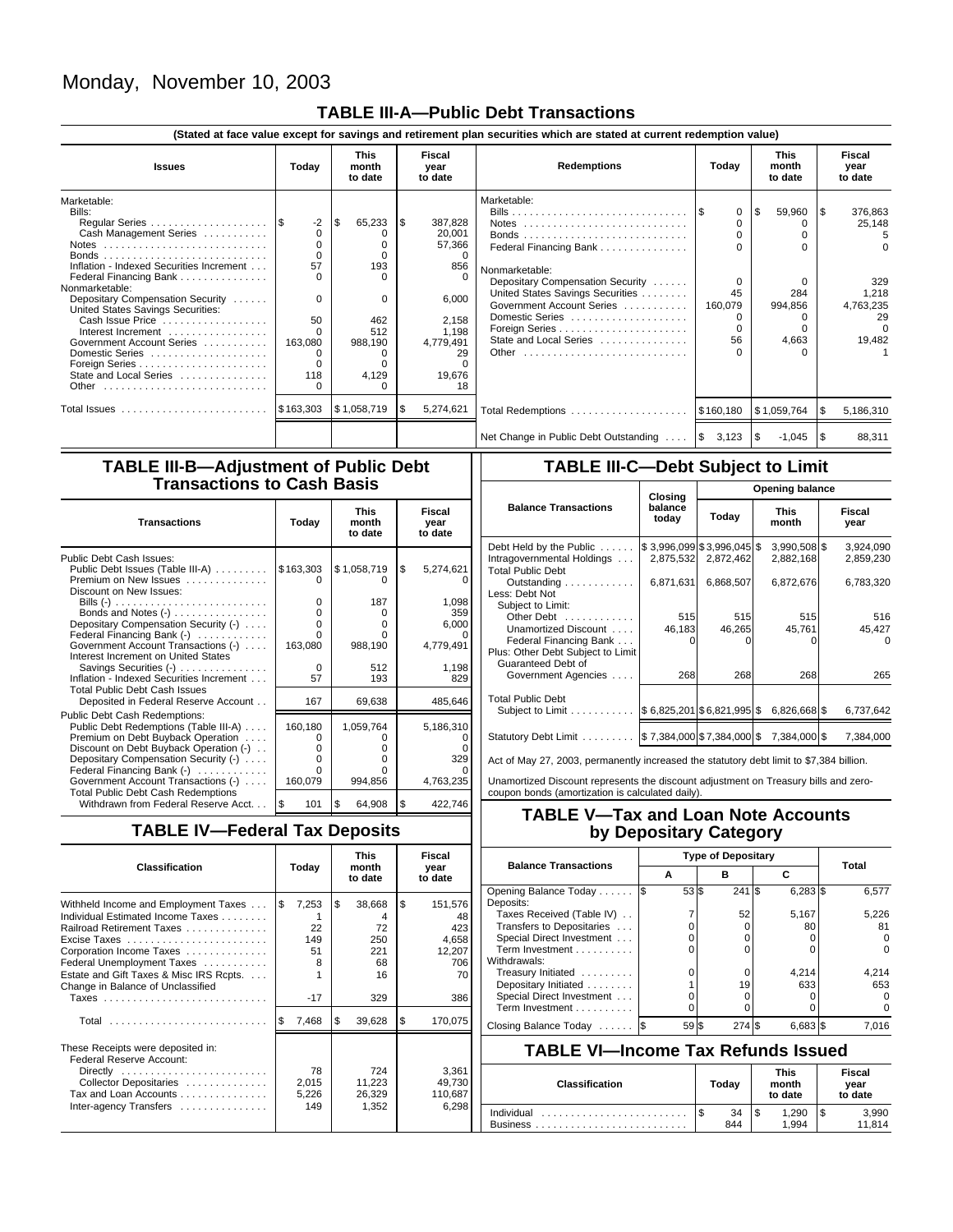Monday, November 10, 2003

## TABLE III-A—Public Debt Transactions

(Stated at face value except for savings and retirement plan securities which are stated at current redemption value)

| Issues | Today | This month to date | Fiscal year to date |
|---|---|---|---|
| Marketable: | | | |
| Bills: | | | |
| Regular Series | $ -2 | $ 65,233 | $ 387,828 |
| Cash Management Series | 0 | 0 | 20,001 |
| Notes | 0 | 0 | 57,366 |
| Bonds | 0 | 0 | 0 |
| Inflation - Indexed Securities Increment | 57 | 193 | 856 |
| Federal Financing Bank | 0 | 0 | 0 |
| Nonmarketable: | | | |
| Depositary Compensation Security | 0 | 0 | 6,000 |
| United States Savings Securities: | | | |
| Cash Issue Price | 50 | 462 | 2,158 |
| Interest Increment | 0 | 512 | 1,198 |
| Government Account Series | 163,080 | 988,190 | 4,779,491 |
| Domestic Series | 0 | 0 | 29 |
| Foreign Series | 0 | 0 | 0 |
| State and Local Series | 118 | 4,129 | 19,676 |
| Other | 0 | 0 | 18 |
| Total Issues | $163,303 | $1,058,719 | $ 5,274,621 |

| Redemptions | Today | This month to date | Fiscal year to date |
|---|---|---|---|
| Marketable: | | | |
| Bills | $ 0 | $ 59,960 | $ 376,863 |
| Notes | 0 | 0 | 25,148 |
| Bonds | 0 | 0 | 5 |
| Federal Financing Bank | 0 | 0 | 0 |
| Nonmarketable: | | | |
| Depositary Compensation Security | 0 | 0 | 329 |
| United States Savings Securities | 45 | 284 | 1,218 |
| Government Account Series | 160,079 | 994,856 | 4,763,235 |
| Domestic Series | 0 | 0 | 29 |
| Foreign Series | 0 | 0 | 0 |
| State and Local Series | 56 | 4,663 | 19,482 |
| Other | 0 | 0 | 1 |
| Total Redemptions | $160,180 | $1,059,764 | $ 5,186,310 |
| Net Change in Public Debt Outstanding | $ 3,123 | $ -1,045 | $ 88,311 |

## TABLE III-B—Adjustment of Public Debt Transactions to Cash Basis

| Transactions | Today | This month to date | Fiscal year to date |
|---|---|---|---|
| Public Debt Cash Issues: | | | |
| Public Debt Issues (Table III-A) | $163,303 | $1,058,719 | $ 5,274,621 |
| Premium on New Issues | 0 | 0 | 0 |
| Discount on New Issues: | | | |
| Bills (-) | 0 | 187 | 1,098 |
| Bonds and Notes (-) | 0 | 0 | 359 |
| Depositary Compensation Security (-) | 0 | 0 | 6,000 |
| Federal Financing Bank (-) | 0 | 0 | 0 |
| Government Account Transactions (-) | 163,080 | 988,190 | 4,779,491 |
| Interest Increment on United States Savings Securities (-) | 0 | 512 | 1,198 |
| Inflation - Indexed Securities Increment | 57 | 193 | 829 |
| Total Public Debt Cash Issues Deposited in Federal Reserve Account | 167 | 69,638 | 485,646 |
| Public Debt Cash Redemptions: | | | |
| Public Debt Redemptions (Table III-A) | 160,180 | 1,059,764 | 5,186,310 |
| Premium on Debt Buyback Operation | 0 | 0 | 0 |
| Discount on Debt Buyback Operation (-) | 0 | 0 | 0 |
| Depositary Compensation Security (-) | 0 | 0 | 329 |
| Federal Financing Bank (-) | 0 | 0 | 0 |
| Government Account Transactions (-) | 160,079 | 994,856 | 4,763,235 |
| Total Public Debt Cash Redemptions Withdrawn from Federal Reserve Acct. | $ 101 | $ 64,908 | $ 422,746 |

## TABLE III-C—Debt Subject to Limit

| Balance Transactions | Closing balance today | Opening balance Today | Opening balance This month | Opening balance Fiscal year |
|---|---|---|---|---|
| Debt Held by the Public | $ 3,996,099 | $ 3,996,045 | $ 3,990,508 | $ 3,924,090 |
| Intragovernmental Holdings | 2,875,532 | 2,872,462 | 2,882,168 | 2,859,230 |
| Total Public Debt Outstanding | 6,871,631 | 6,868,507 | 6,872,676 | 6,783,320 |
| Less: Debt Not Subject to Limit: | | | | |
| Other Debt | 515 | 515 | 515 | 516 |
| Unamortized Discount | 46,183 | 46,265 | 45,761 | 45,427 |
| Federal Financing Bank | 0 | 0 | 0 | 0 |
| Plus: Other Debt Subject to Limit Guaranteed Debt of Government Agencies | 268 | 268 | 268 | 265 |
| Total Public Debt Subject to Limit | $ 6,825,201 | $ 6,821,995 | $ 6,826,668 | $ 6,737,642 |
| Statutory Debt Limit | $ 7,384,000 | $ 7,384,000 | $ 7,384,000 | $ 7,384,000 |

Act of May 27, 2003, permanently increased the statutory debt limit to $7,384 billion.

Unamortized Discount represents the discount adjustment on Treasury bills and zero-coupon bonds (amortization is calculated daily).

## TABLE IV—Federal Tax Deposits

| Classification | Today | This month to date | Fiscal year to date |
|---|---|---|---|
| Withheld Income and Employment Taxes | $ 7,253 | $ 38,668 | $ 151,576 |
| Individual Estimated Income Taxes | 1 | 4 | 48 |
| Railroad Retirement Taxes | 22 | 72 | 423 |
| Excise Taxes | 149 | 250 | 4,658 |
| Corporation Income Taxes | 51 | 221 | 12,207 |
| Federal Unemployment Taxes | 8 | 68 | 706 |
| Estate and Gift Taxes & Misc IRS Rcpts. | 1 | 16 | 70 |
| Change in Balance of Unclassified Taxes | -17 | 329 | 386 |
| Total | $ 7,468 | $ 39,628 | $ 170,075 |
| These Receipts were deposited in: | | | |
| Federal Reserve Account: | | | |
| Directly | 78 | 724 | 3,361 |
| Collector Depositaries | 2,015 | 11,223 | 49,730 |
| Tax and Loan Accounts | 5,226 | 26,329 | 110,687 |
| Inter-agency Transfers | 149 | 1,352 | 6,298 |

## TABLE V—Tax and Loan Note Accounts by Depositary Category

| Balance Transactions | Type of Depositary A | B | C | Total |
|---|---|---|---|---|
| Opening Balance Today | $ 53 | $ 241 | $ 6,283 | $ 6,577 |
| Deposits: | | | | |
| Taxes Received (Table IV) | 7 | 52 | 5,167 | 5,226 |
| Transfers to Depositaries | 0 | 0 | 80 | 81 |
| Special Direct Investment | 0 | 0 | 0 | 0 |
| Term Investment | 0 | 0 | 0 | 0 |
| Withdrawals: | | | | |
| Treasury Initiated | 0 | 0 | 4,214 | 4,214 |
| Depositary Initiated | 1 | 19 | 633 | 653 |
| Special Direct Investment | 0 | 0 | 0 | 0 |
| Term Investment | 0 | 0 | 0 | 0 |
| Closing Balance Today | $ 59 | $ 274 | $ 6,683 | $ 7,016 |

## TABLE VI—Income Tax Refunds Issued

| Classification | Today | This month to date | Fiscal year to date |
|---|---|---|---|
| Individual | $ 34 | $ 1,290 | $ 3,990 |
| Business | 844 | 1,994 | 11,814 |